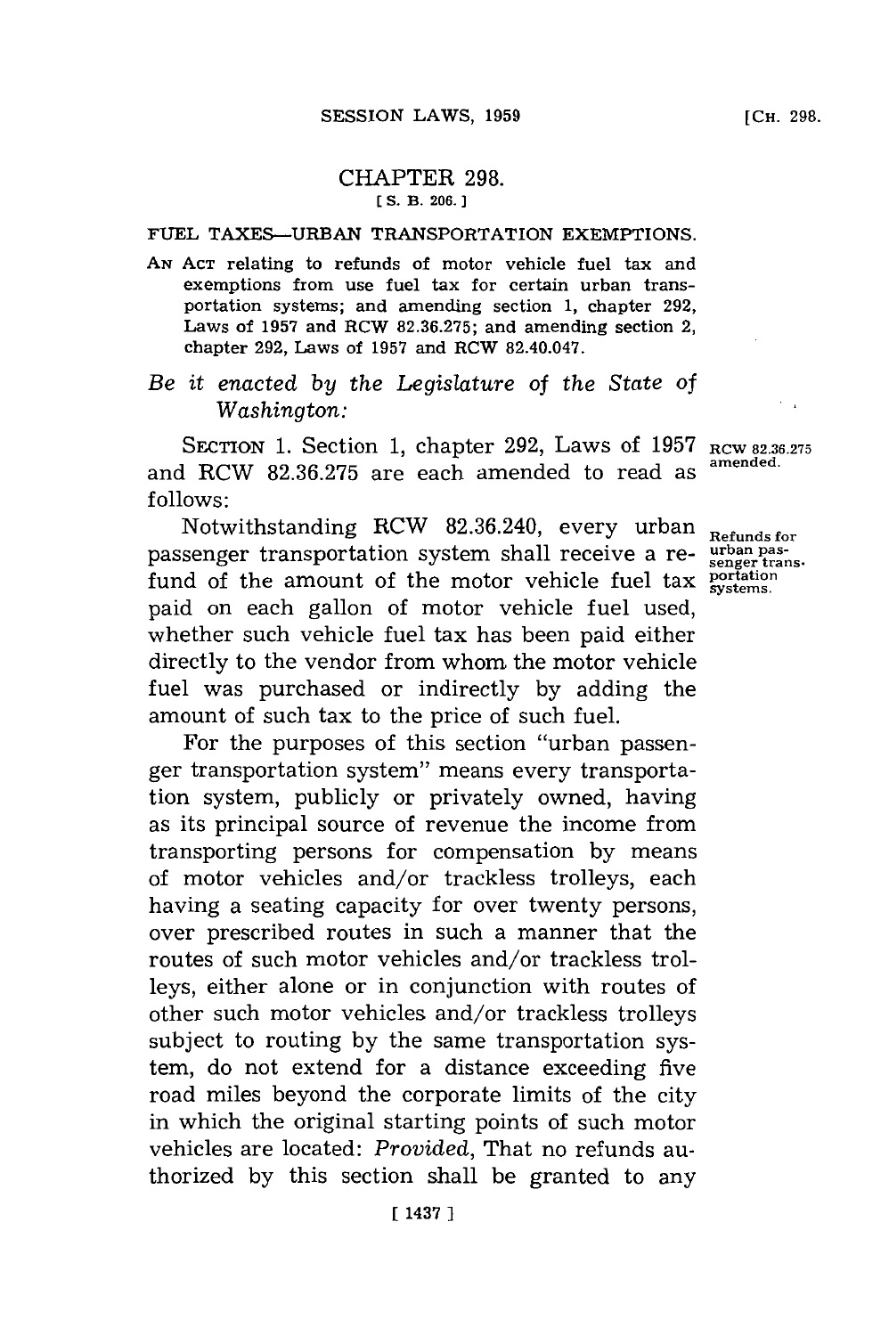# CHAPTER 298.

[S. B. 206.]

## FUEL TAXES—URBAN TRANSPORTATION EXEMPTIONS.

AN ACT relating to refunds of motor vehicle fuel tax and exemptions from use fuel tax for certain urban transportation systems; and amending section 1, chapter 292, Laws of 1957 and RCW 82.36.275; and amending section 2, chapter 292, Laws of 1957 and RCW 82.40.047.

*Be it enacted by the Legislature of the State of Washington:*

SECTION 1. Section 1, chapter 292, Laws of 1957 and RCW 82.36.275 are each amended to read as follows:

RCW 82.36.275 amended.

Notwithstanding RCW 82.36.240, every urban passenger transportation system shall receive a refund of the amount of the motor vehicle fuel tax paid on each gallon of motor vehicle fuel used, whether such vehicle fuel tax has been paid either directly to the vendor from whom the motor vehicle fuel was purchased or indirectly by adding the amount of such tax to the price of such fuel.

Refunds for urban passenger transportation systems.

For the purposes of this section "urban passenger transportation system" means every transportation system, publicly or privately owned, having as its principal source of revenue the income from transporting persons for compensation by means of motor vehicles and/or trackless trolleys, each having a seating capacity for over twenty persons, over prescribed routes in such a manner that the routes of such motor vehicles and/or trackless trolleys, either alone or in conjunction with routes of other such motor vehicles and/or trackless trolleys subject to routing by the same transportation system, do not extend for a distance exceeding five road miles beyond the corporate limits of the city in which the original starting points of such motor vehicles are located: *Provided*, That no refunds authorized by this section shall be granted to any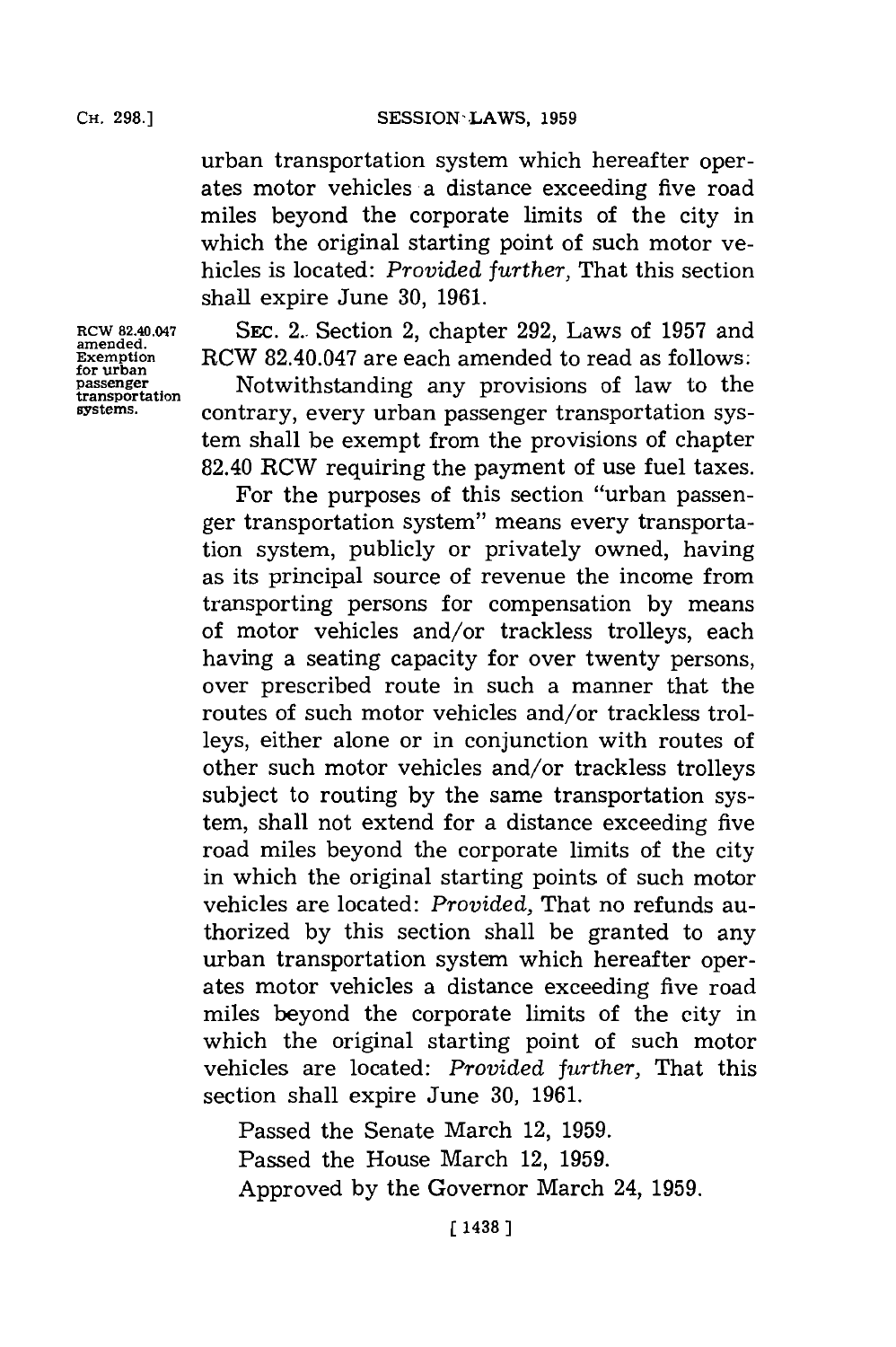urban transportation system which hereafter operates motor vehicles a distance exceeding five road miles beyond the corporate limits of the city in which the original starting point of such motor vehicles is located: *Provided further*, That this section shall expire June 30, 1961.

RCW 82.40.047 amended. Exemption for urban passenger transportation systems.

SEC. 2. Section 2, chapter 292, Laws of 1957 and RCW 82.40.047 are each amended to read as follows:

Notwithstanding any provisions of law to the contrary, every urban passenger transportation system shall be exempt from the provisions of chapter 82.40 RCW requiring the payment of use fuel taxes.

For the purposes of this section "urban passenger transportation system" means every transportation system, publicly or privately owned, having as its principal source of revenue the income from transporting persons for compensation by means of motor vehicles and/or trackless trolleys, each having a seating capacity for over twenty persons, over prescribed route in such a manner that the routes of such motor vehicles and/or trackless trolleys, either alone or in conjunction with routes of other such motor vehicles and/or trackless trolleys subject to routing by the same transportation system, shall not extend for a distance exceeding five road miles beyond the corporate limits of the city in which the original starting points of such motor vehicles are located: *Provided*, That no refunds authorized by this section shall be granted to any urban transportation system which hereafter operates motor vehicles a distance exceeding five road miles beyond the corporate limits of the city in which the original starting point of such motor vehicles are located: *Provided further*, That this section shall expire June 30, 1961.

Passed the Senate March 12, 1959.

Passed the House March 12, 1959.

Approved by the Governor March 24, 1959.